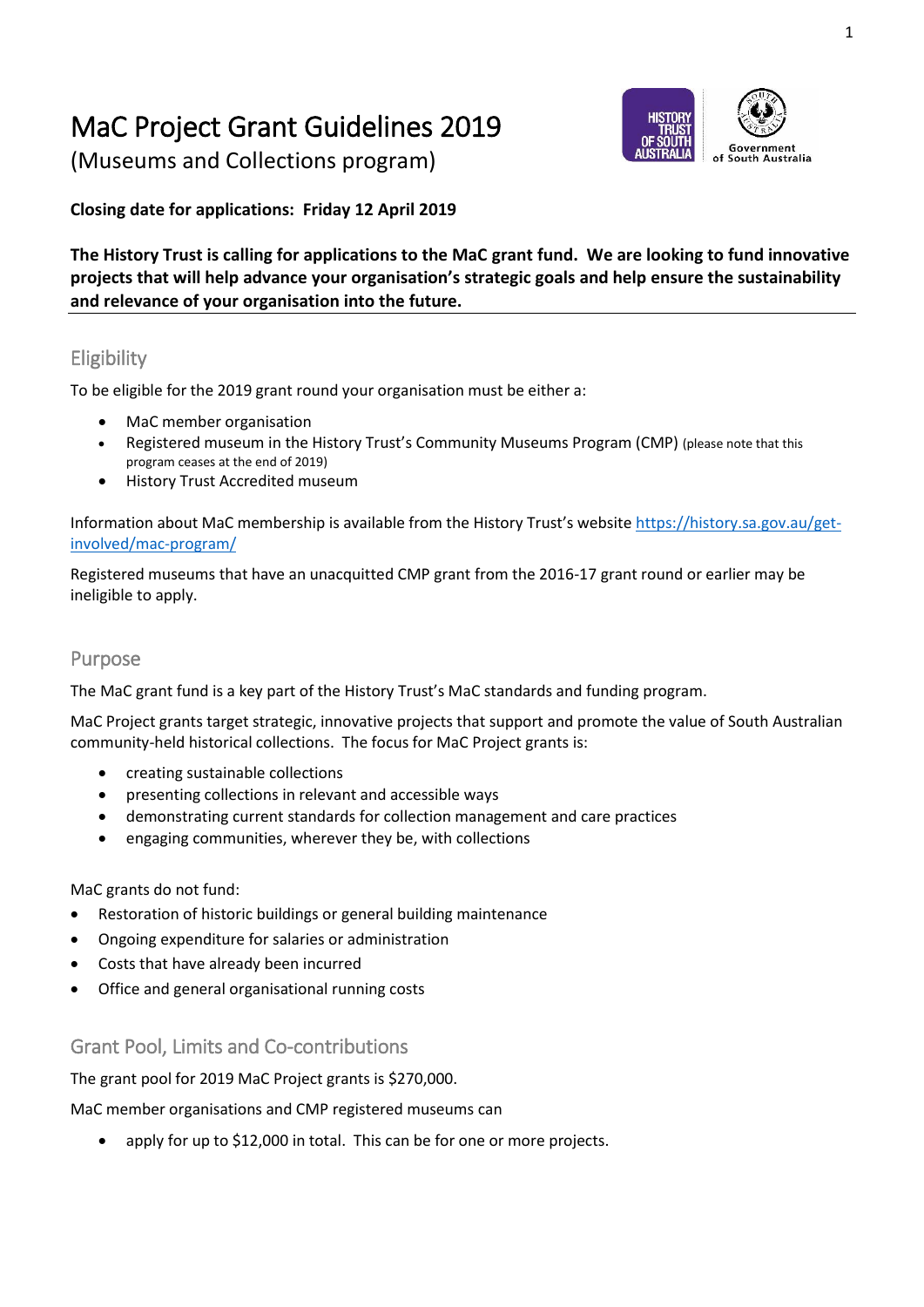# MaC Project Grant Guidelines 2019

(Museums and Collections program)

**Closing date for applications: Friday 12 April 2019**

**The History Trust is calling for applications to the MaC grant fund. We are looking to fund innovative projects that will help advance your organisation's strategic goals and help ensure the sustainability and relevance of your organisation into the future.**

## Eligibility

To be eligible for the 2019 grant round your organisation must be either a:

- MaC member organisation
- Registered museum in the History Trust's Community Museums Program (CMP) (please note that this program ceases at the end of 2019)
- History Trust Accredited museum

Information about MaC membership is available from the History Trust's website [https://history.sa.gov.au/get-involved/mac-program/](https://history.sa.gov.au/get-involved/mac-program/)

Registered museums that have an unacquitted CMP grant from the 2016-17 grant round or earlier may be ineligible to apply.

## Purpose

The MaC grant fund is a key part of the History Trust's MaC standards and funding program.

MaC Project grants target strategic, innovative projects that support and promote the value of South Australian community-held historical collections. The focus for MaC Project grants is:

- creating sustainable collections
- presenting collections in relevant and accessible ways
- demonstrating current standards for collection management and care practices
- engaging communities, wherever they be, with collections

MaC grants do not fund:

- Restoration of historic buildings or general building maintenance
- Ongoing expenditure for salaries or administration
- Costs that have already been incurred
- Office and general organisational running costs

## Grant Pool, Limits and Co-contributions

The grant pool for 2019 MaC Project grants is $270,000.

MaC member organisations and CMP registered museums can

- apply for up to $12,000 in total. This can be for one or more projects.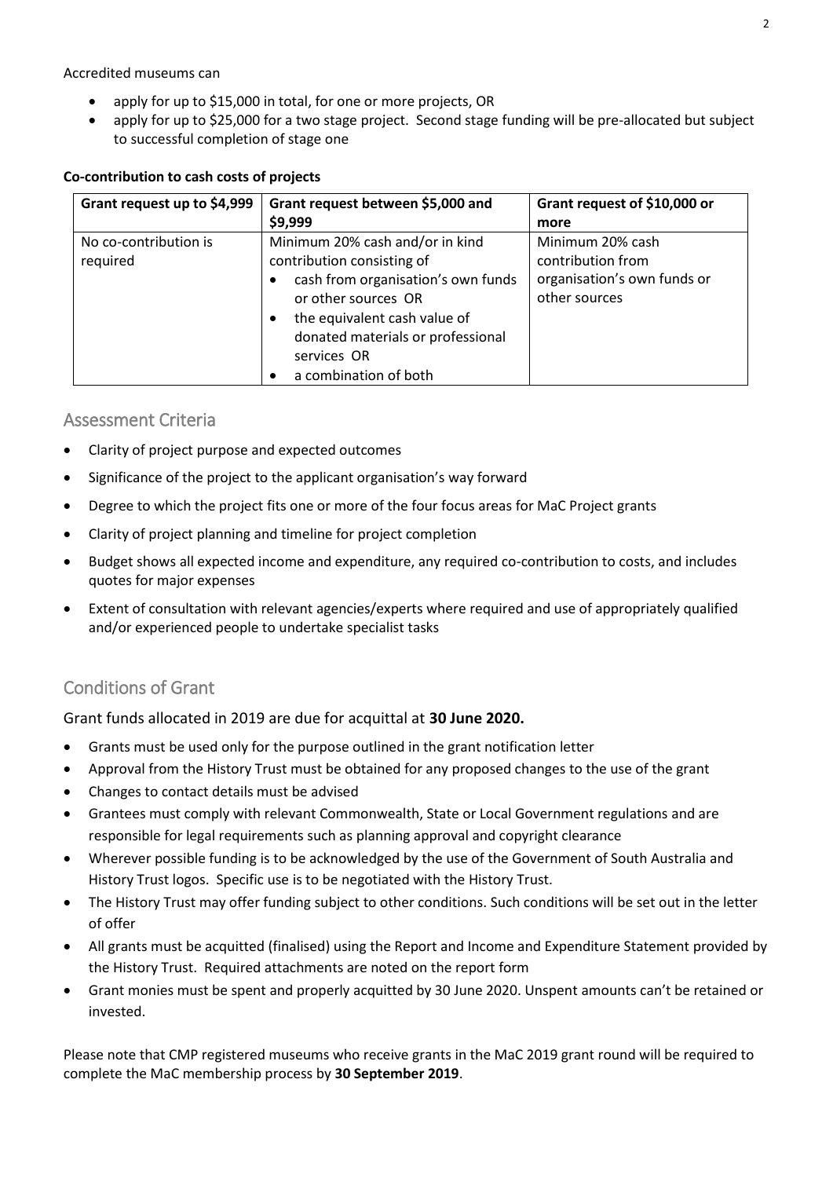Accredited museums can

- apply for up to $15,000 in total, for one or more projects, OR
- apply for up to $25,000 for a two stage project. Second stage funding will be pre-allocated but subject to successful completion of stage one

**Co-contribution to cash costs of projects**

| Grant request up to $4,999 | Grant request between $5,000 and $9,999 | Grant request of $10,000 or more |
|---|---|---|
| No co-contribution is required | Minimum 20% cash and/or in kind contribution consisting of<br>• cash from organisation's own funds or other sources OR<br>• the equivalent cash value of donated materials or professional services OR<br>• a combination of both | Minimum 20% cash contribution from organisation's own funds or other sources |

## Assessment Criteria

- Clarity of project purpose and expected outcomes
- Significance of the project to the applicant organisation's way forward
- Degree to which the project fits one or more of the four focus areas for MaC Project grants
- Clarity of project planning and timeline for project completion
- Budget shows all expected income and expenditure, any required co-contribution to costs, and includes quotes for major expenses
- Extent of consultation with relevant agencies/experts where required and use of appropriately qualified and/or experienced people to undertake specialist tasks

## Conditions of Grant

Grant funds allocated in 2019 are due for acquittal at **30 June 2020.**

- Grants must be used only for the purpose outlined in the grant notification letter
- Approval from the History Trust must be obtained for any proposed changes to the use of the grant
- Changes to contact details must be advised
- Grantees must comply with relevant Commonwealth, State or Local Government regulations and are responsible for legal requirements such as planning approval and copyright clearance
- Wherever possible funding is to be acknowledged by the use of the Government of South Australia and History Trust logos. Specific use is to be negotiated with the History Trust.
- The History Trust may offer funding subject to other conditions. Such conditions will be set out in the letter of offer
- All grants must be acquitted (finalised) using the Report and Income and Expenditure Statement provided by the History Trust. Required attachments are noted on the report form
- Grant monies must be spent and properly acquitted by 30 June 2020. Unspent amounts can't be retained or invested.

Please note that CMP registered museums who receive grants in the MaC 2019 grant round will be required to complete the MaC membership process by **30 September 2019**.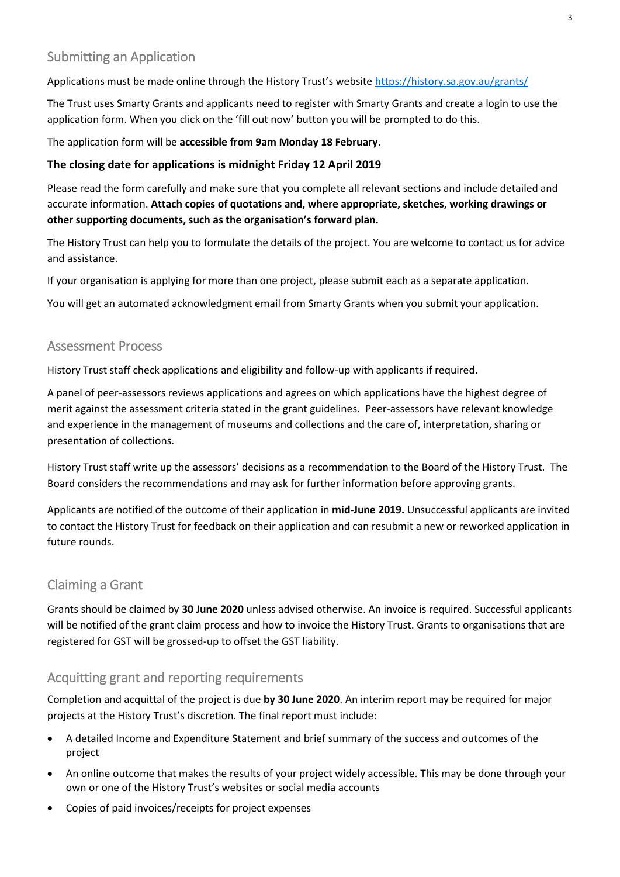## Submitting an Application

Applications must be made online through the History Trust's website [https://history.sa.gov.au/grants/](https://history.sa.gov.au/grants/)

The Trust uses Smarty Grants and applicants need to register with Smarty Grants and create a login to use the application form. When you click on the 'fill out now' button you will be prompted to do this.

The application form will be **accessible from 9am Monday 18 February**.

**The closing date for applications is midnight Friday 12 April 2019**

Please read the form carefully and make sure that you complete all relevant sections and include detailed and accurate information. **Attach copies of quotations and, where appropriate, sketches, working drawings or other supporting documents, such as the organisation's forward plan.**

The History Trust can help you to formulate the details of the project. You are welcome to contact us for advice and assistance.

If your organisation is applying for more than one project, please submit each as a separate application.

You will get an automated acknowledgment email from Smarty Grants when you submit your application.

## Assessment Process

History Trust staff check applications and eligibility and follow-up with applicants if required.

A panel of peer-assessors reviews applications and agrees on which applications have the highest degree of merit against the assessment criteria stated in the grant guidelines. Peer-assessors have relevant knowledge and experience in the management of museums and collections and the care of, interpretation, sharing or presentation of collections.

History Trust staff write up the assessors' decisions as a recommendation to the Board of the History Trust. The Board considers the recommendations and may ask for further information before approving grants.

Applicants are notified of the outcome of their application in **mid-June 2019.** Unsuccessful applicants are invited to contact the History Trust for feedback on their application and can resubmit a new or reworked application in future rounds.

## Claiming a Grant

Grants should be claimed by **30 June 2020** unless advised otherwise. An invoice is required. Successful applicants will be notified of the grant claim process and how to invoice the History Trust. Grants to organisations that are registered for GST will be grossed-up to offset the GST liability.

## Acquitting grant and reporting requirements

Completion and acquittal of the project is due **by 30 June 2020**. An interim report may be required for major projects at the History Trust's discretion. The final report must include:

- A detailed Income and Expenditure Statement and brief summary of the success and outcomes of the project
- An online outcome that makes the results of your project widely accessible. This may be done through your own or one of the History Trust's websites or social media accounts
- Copies of paid invoices/receipts for project expenses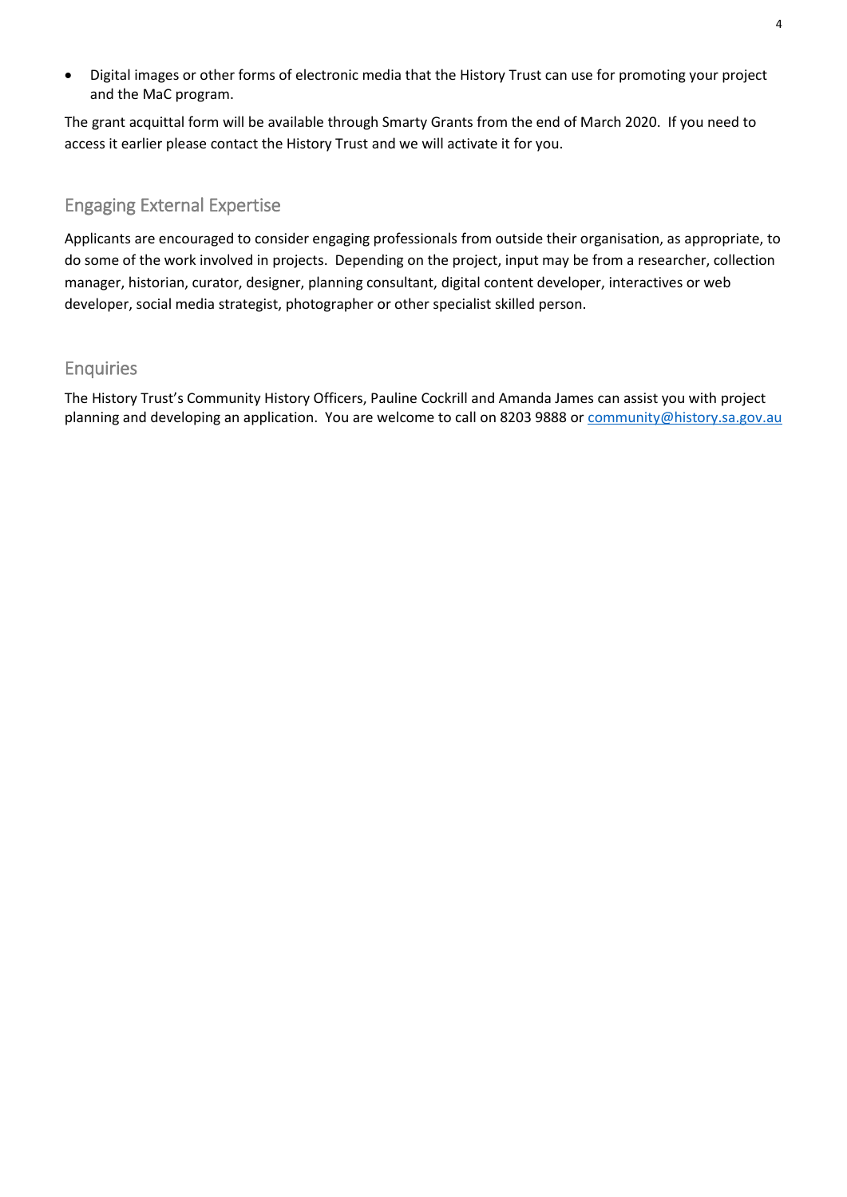- Digital images or other forms of electronic media that the History Trust can use for promoting your project and the MaC program.

The grant acquittal form will be available through Smarty Grants from the end of March 2020. If you need to access it earlier please contact the History Trust and we will activate it for you.

## Engaging External Expertise

Applicants are encouraged to consider engaging professionals from outside their organisation, as appropriate, to do some of the work involved in projects. Depending on the project, input may be from a researcher, collection manager, historian, curator, designer, planning consultant, digital content developer, interactives or web developer, social media strategist, photographer or other specialist skilled person.

## Enquiries

The History Trust's Community History Officers, Pauline Cockrill and Amanda James can assist you with project planning and developing an application. You are welcome to call on 8203 9888 or [community@history.sa.gov.au](mailto:community@history.sa.gov.au)